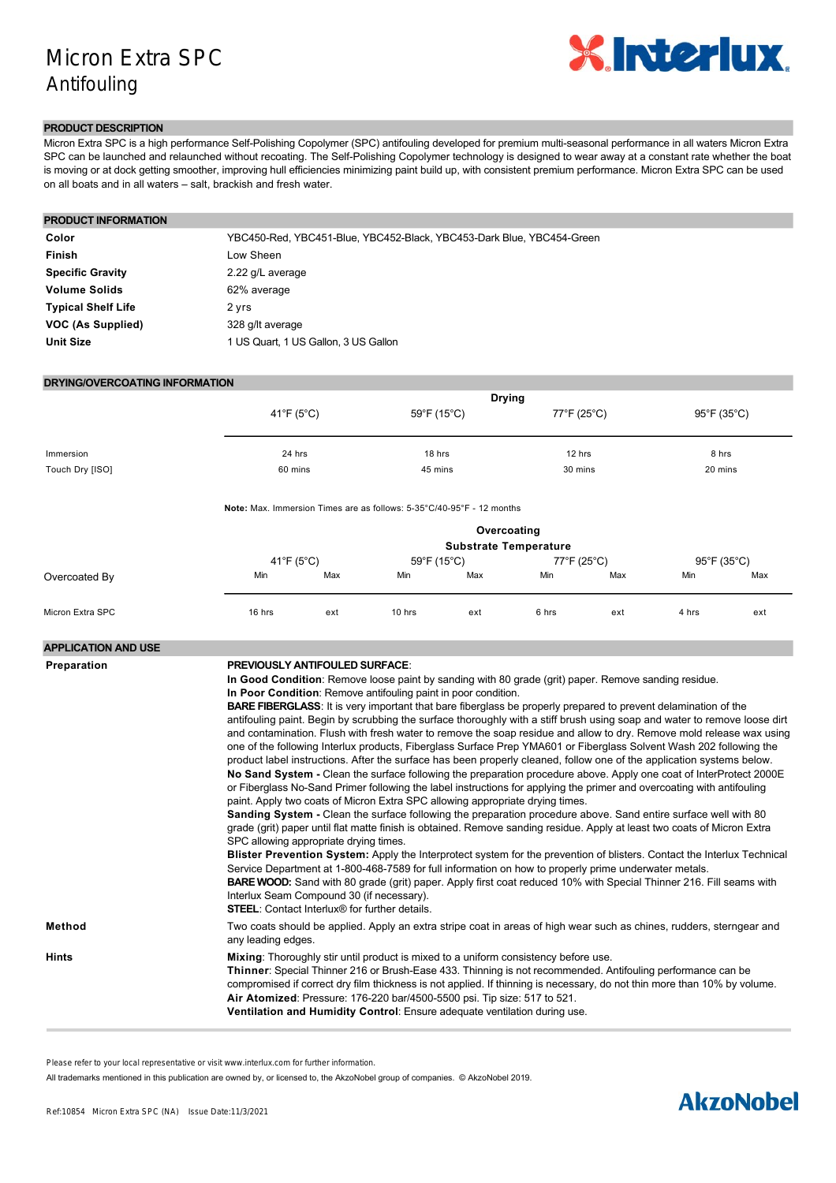# Micron Extra SPC
## Antifouling

## PRODUCT DESCRIPTION

Micron Extra SPC is a high performance Self-Polishing Copolymer (SPC) antifouling developed for premium multi-seasonal performance in all waters Micron Extra SPC can be launched and relaunched without recoating. The Self-Polishing Copolymer technology is designed to wear away at a constant rate whether the boat is moving or at dock getting smoother, improving hull efficiencies minimizing paint build up, with consistent premium performance. Micron Extra SPC can be used on all boats and in all waters – salt, brackish and fresh water.

## PRODUCT INFORMATION

| | |
|---|---|
| **Color** | YBC450-Red, YBC451-Blue, YBC452-Black, YBC453-Dark Blue, YBC454-Green |
| **Finish** | Low Sheen |
| **Specific Gravity** | 2.22 g/L average |
| **Volume Solids** | 62% average |
| **Typical Shelf Life** | 2 yrs |
| **VOC (As Supplied)** | 328 g/lt average |
| **Unit Size** | 1 US Quart, 1 US Gallon, 3 US Gallon |

## DRYING/OVERCOATING INFORMATION

| Drying | 41°F (5°C) | 59°F (15°C) | 77°F (25°C) | 95°F (35°C) |
|---|---|---|---|---|
| Immersion | 24 hrs | 18 hrs | 12 hrs | 8 hrs |
| Touch Dry [ISO] | 60 mins | 45 mins | 30 mins | 20 mins |

**Note:** Max. Immersion Times are as follows: 5-35°C/40-95°F - 12 months

**Overcoating – Substrate Temperature**

| Overcoated By | 41°F (5°C) | | 59°F (15°C) | | 77°F (25°C) | | 95°F (35°C) | |
|---|---|---|---|---|---|---|---|---|
| | Min | Max | Min | Max | Min | Max | Min | Max |
| Micron Extra SPC | 16 hrs | ext | 10 hrs | ext | 6 hrs | ext | 4 hrs | ext |

## APPLICATION AND USE

**Preparation**

**PREVIOUSLY ANTIFOULED SURFACE**:

**In Good Condition**: Remove loose paint by sanding with 80 grade (grit) paper. Remove sanding residue.

**In Poor Condition**: Remove antifouling paint in poor condition.

**BARE FIBERGLASS**: It is very important that bare fiberglass be properly prepared to prevent delamination of the antifouling paint. Begin by scrubbing the surface thoroughly with a stiff brush using soap and water to remove loose dirt and contamination. Flush with fresh water to remove the soap residue and allow to dry. Remove mold release wax using one of the following Interlux products, Fiberglass Surface Prep YMA601 or Fiberglass Solvent Wash 202 following the product label instructions. After the surface has been properly cleaned, follow one of the application systems below.

**No Sand System -** Clean the surface following the preparation procedure above. Apply one coat of InterProtect 2000E or Fiberglass No-Sand Primer following the label instructions for applying the primer and overcoating with antifouling paint. Apply two coats of Micron Extra SPC allowing appropriate drying times.

**Sanding System -** Clean the surface following the preparation procedure above. Sand entire surface well with 80 grade (grit) paper until flat matte finish is obtained. Remove sanding residue. Apply at least two coats of Micron Extra SPC allowing appropriate drying times.

**Blister Prevention System:** Apply the Interprotect system for the prevention of blisters. Contact the Interlux Technical Service Department at 1-800-468-7589 for full information on how to properly prime underwater metals.

**BARE WOOD:** Sand with 80 grade (grit) paper. Apply first coat reduced 10% with Special Thinner 216. Fill seams with Interlux Seam Compound 30 (if necessary).

**STEEL**: Contact Interlux® for further details.

**Method**

Two coats should be applied. Apply an extra stripe coat in areas of high wear such as chines, rudders, sterngear and any leading edges.

**Hints**

**Mixing**: Thoroughly stir until product is mixed to a uniform consistency before use.

**Thinner**: Special Thinner 216 or Brush-Ease 433. Thinning is not recommended. Antifouling performance can be compromised if correct dry film thickness is not applied. If thinning is necessary, do not thin more than 10% by volume.

**Air Atomized**: Pressure: 176-220 bar/4500-5500 psi. Tip size: 517 to 521.

**Ventilation and Humidity Control**: Ensure adequate ventilation during use.

Please refer to your local representative or visit www.interlux.com for further information.

All trademarks mentioned in this publication are owned by, or licensed to, the AkzoNobel group of companies. © AkzoNobel 2019.

Ref:10854 Micron Extra SPC (NA) Issue Date:11/3/2021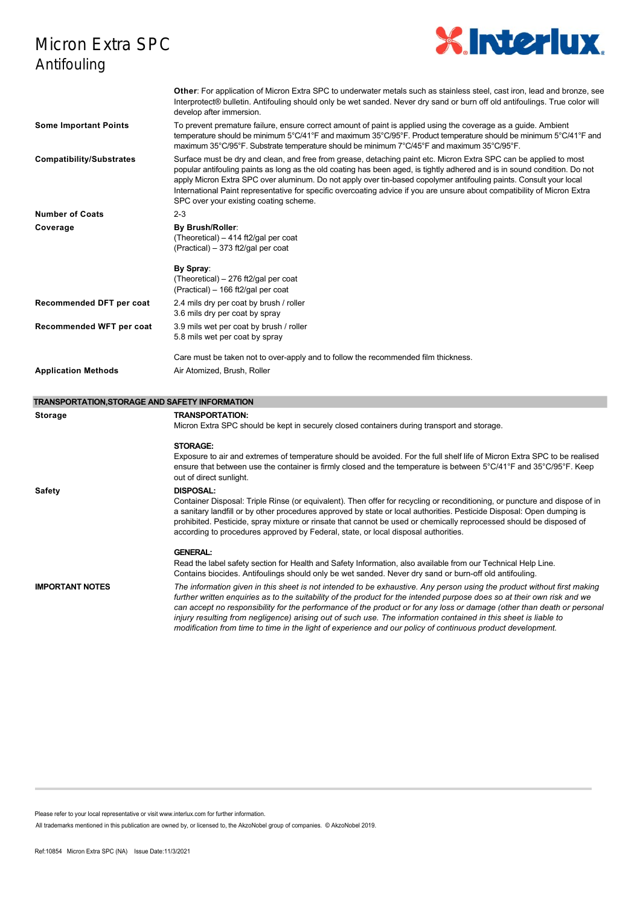# Micron Extra SPC
## Antifouling

| | |
|---|---|
| | **Other**: For application of Micron Extra SPC to underwater metals such as stainless steel, cast iron, lead and bronze, see Interprotect® bulletin. Antifouling should only be wet sanded. Never dry sand or burn off old antifoulings. True color will develop after immersion. |
| **Some Important Points** | To prevent premature failure, ensure correct amount of paint is applied using the coverage as a guide. Ambient temperature should be minimum 5°C/41°F and maximum 35°C/95°F. Product temperature should be minimum 5°C/41°F and maximum 35°C/95°F. Substrate temperature should be minimum 7°C/45°F and maximum 35°C/95°F. |
| **Compatibility/Substrates** | Surface must be dry and clean, and free from grease, detaching paint etc. Micron Extra SPC can be applied to most popular antifouling paints as long as the old coating has been aged, is tightly adhered and is in sound condition. Do not apply Micron Extra SPC over aluminum. Do not apply over tin-based copolymer antifouling paints. Consult your local International Paint representative for specific overcoating advice if you are unsure about compatibility of Micron Extra SPC over your existing coating scheme. |
| **Number of Coats** | 2-3 |
| **Coverage** | **By Brush/Roller**:<br>(Theoretical) – 414 ft2/gal per coat<br>(Practical) – 373 ft2/gal per coat<br><br>**By Spray**:<br>(Theoretical) – 276 ft2/gal per coat<br>(Practical) – 166 ft2/gal per coat |
| **Recommended DFT per coat** | 2.4 mils dry per coat by brush / roller<br>3.6 mils dry per coat by spray |
| **Recommended WFT per coat** | 3.9 mils wet per coat by brush / roller<br>5.8 mils wet per coat by spray<br><br>Care must be taken not to over-apply and to follow the recommended film thickness. |
| **Application Methods** | Air Atomized, Brush, Roller |

## TRANSPORTATION,STORAGE AND SAFETY INFORMATION

| | |
|---|---|
| **Storage** | **TRANSPORTATION:**<br>Micron Extra SPC should be kept in securely closed containers during transport and storage.<br><br>**STORAGE:**<br>Exposure to air and extremes of temperature should be avoided. For the full shelf life of Micron Extra SPC to be realised ensure that between use the container is firmly closed and the temperature is between 5°C/41°F and 35°C/95°F. Keep out of direct sunlight. |
| **Safety** | **DISPOSAL:**<br>Container Disposal: Triple Rinse (or equivalent). Then offer for recycling or reconditioning, or puncture and dispose of in a sanitary landfill or by other procedures approved by state or local authorities. Pesticide Disposal: Open dumping is prohibited. Pesticide, spray mixture or rinsate that cannot be used or chemically reprocessed should be disposed of according to procedures approved by Federal, state, or local disposal authorities.<br><br>**GENERAL:**<br>Read the label safety section for Health and Safety Information, also available from our Technical Help Line. Contains biocides. Antifoulings should only be wet sanded. Never dry sand or burn-off old antifouling. |
| **IMPORTANT NOTES** | *The information given in this sheet is not intended to be exhaustive. Any person using the product without first making further written enquiries as to the suitability of the product for the intended purpose does so at their own risk and we can accept no responsibility for the performance of the product or for any loss or damage (other than death or personal injury resulting from negligence) arising out of such use. The information contained in this sheet is liable to modification from time to time in the light of experience and our policy of continuous product development.* |

Please refer to your local representative or visit www.interlux.com for further information.

All trademarks mentioned in this publication are owned by, or licensed to, the AkzoNobel group of companies. © AkzoNobel 2019.

Ref:10854 Micron Extra SPC (NA) Issue Date:11/3/2021